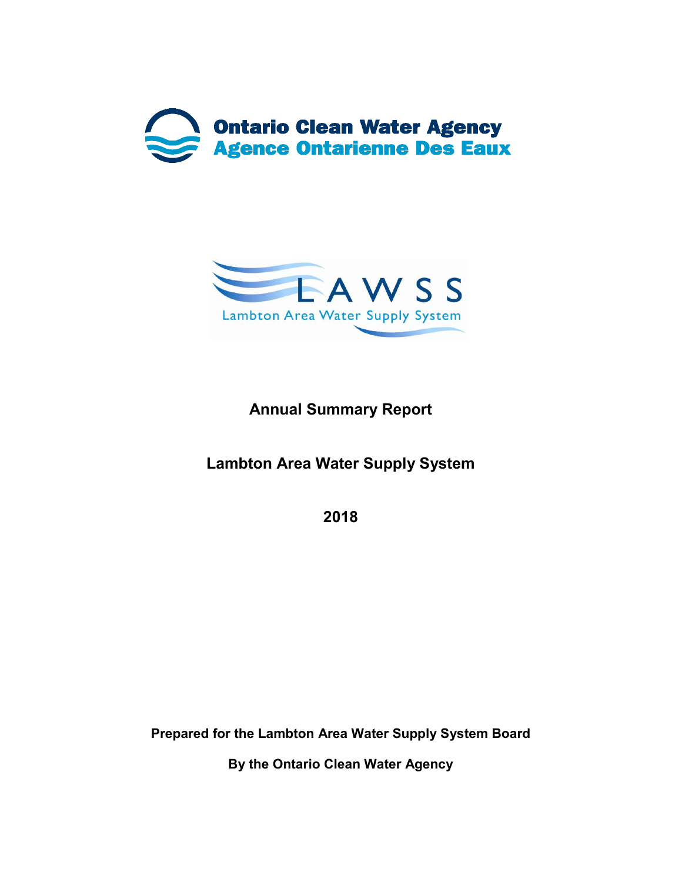Ontario Clean Water Agency
Agence Ontarienne Des Eaux

LAWSS
Lambton Area Water Supply System

# Annual Summary Report

## Lambton Area Water Supply System

## 2018

**Prepared for the Lambton Area Water Supply System Board**

**By the Ontario Clean Water Agency**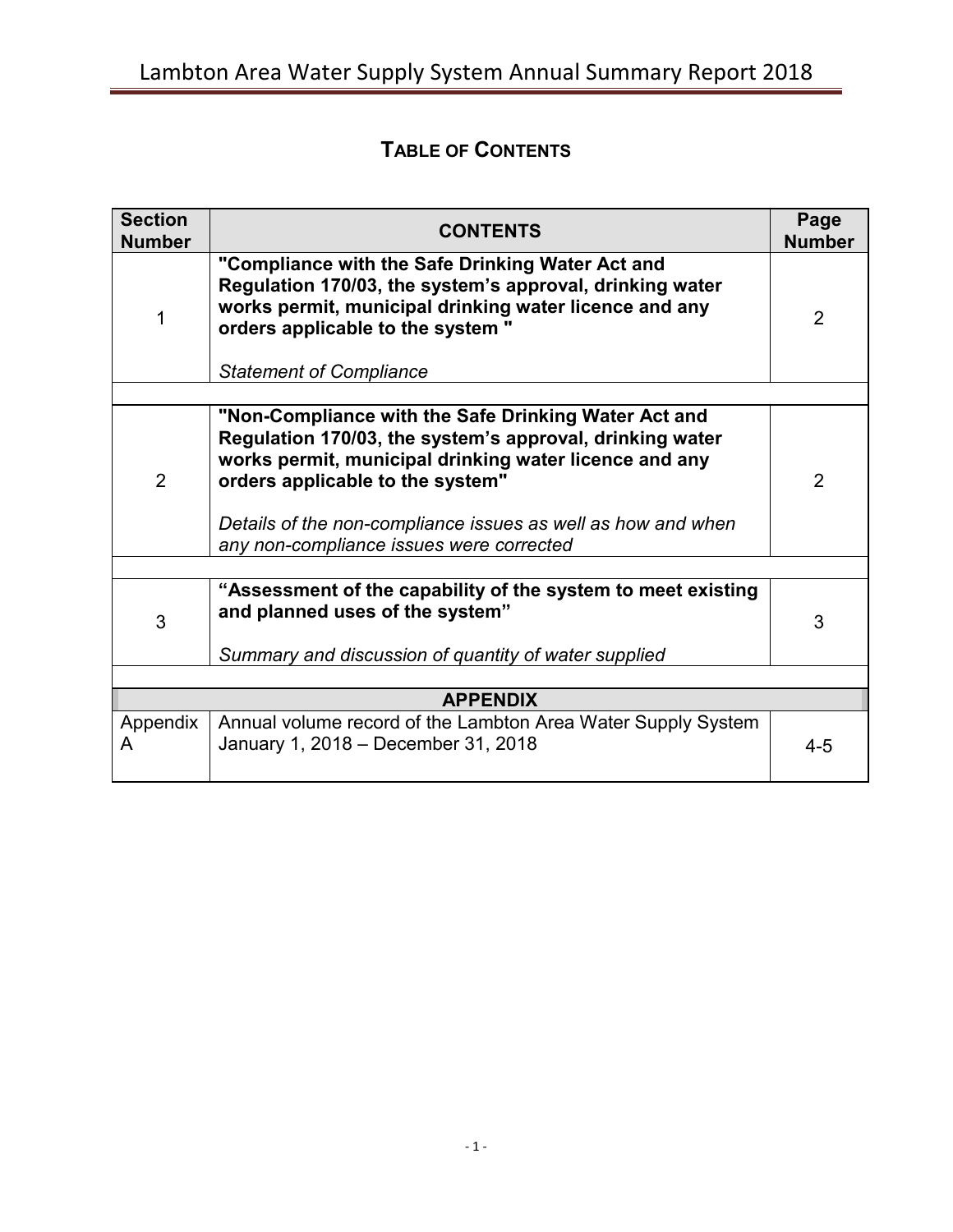# TABLE OF CONTENTS

| Section Number | CONTENTS | Page Number |
|---|---|---|
| 1 | **"Compliance with the Safe Drinking Water Act and Regulation 170/03, the system's approval, drinking water works permit, municipal drinking water licence and any orders applicable to the system "**<br><br>*Statement of Compliance* | 2 |
| 2 | **"Non-Compliance with the Safe Drinking Water Act and Regulation 170/03, the system's approval, drinking water works permit, municipal drinking water licence and any orders applicable to the system"**<br><br>*Details of the non-compliance issues as well as how and when any non-compliance issues were corrected* | 2 |
| 3 | **"Assessment of the capability of the system to meet existing and planned uses of the system"**<br><br>*Summary and discussion of quantity of water supplied* | 3 |
| | **APPENDIX** | |
| Appendix A | Annual volume record of the Lambton Area Water Supply System January 1, 2018 – December 31, 2018 | 4-5 |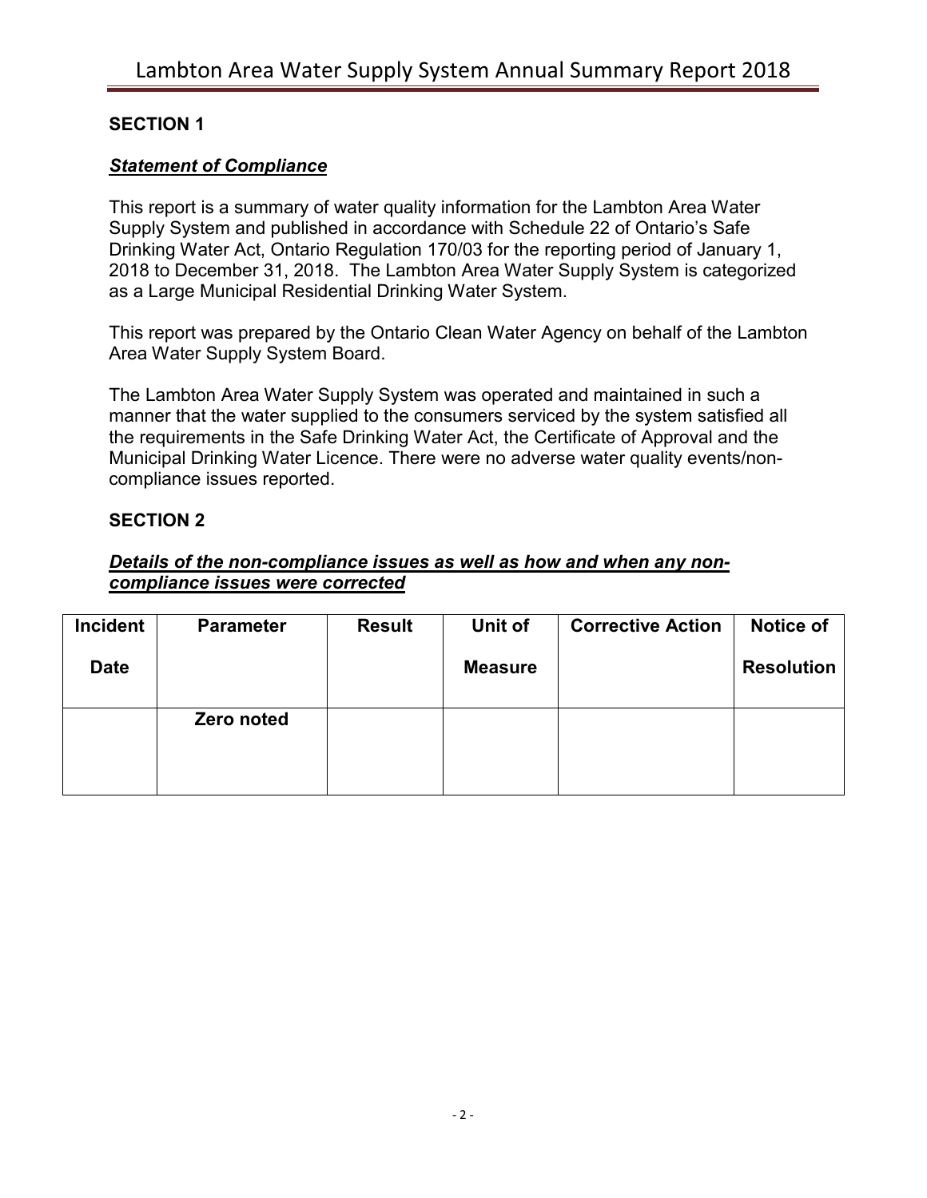## SECTION 1

***Statement of Compliance***

This report is a summary of water quality information for the Lambton Area Water Supply System and published in accordance with Schedule 22 of Ontario's Safe Drinking Water Act, Ontario Regulation 170/03 for the reporting period of January 1, 2018 to December 31, 2018. The Lambton Area Water Supply System is categorized as a Large Municipal Residential Drinking Water System.

This report was prepared by the Ontario Clean Water Agency on behalf of the Lambton Area Water Supply System Board.

The Lambton Area Water Supply System was operated and maintained in such a manner that the water supplied to the consumers serviced by the system satisfied all the requirements in the Safe Drinking Water Act, the Certificate of Approval and the Municipal Drinking Water Licence. There were no adverse water quality events/non-compliance issues reported.

## SECTION 2

***Details of the non-compliance issues as well as how and when any non-compliance issues were corrected***

| Incident Date | Parameter | Result | Unit of Measure | Corrective Action | Notice of Resolution |
|---|---|---|---|---|---|
| | **Zero noted** | | | | |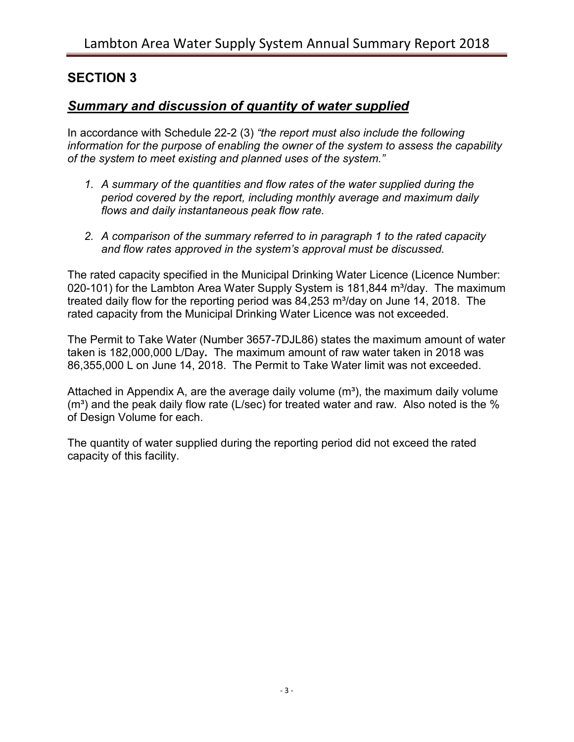## SECTION 3

### ***Summary and discussion of quantity of water supplied***

In accordance with Schedule 22-2 (3) *"the report must also include the following information for the purpose of enabling the owner of the system to assess the capability of the system to meet existing and planned uses of the system."*

1. *A summary of the quantities and flow rates of the water supplied during the period covered by the report, including monthly average and maximum daily flows and daily instantaneous peak flow rate.*

2. *A comparison of the summary referred to in paragraph 1 to the rated capacity and flow rates approved in the system's approval must be discussed.*

The rated capacity specified in the Municipal Drinking Water Licence (Licence Number: 020-101) for the Lambton Area Water Supply System is 181,844 m³/day. The maximum treated daily flow for the reporting period was 84,253 m³/day on June 14, 2018. The rated capacity from the Municipal Drinking Water Licence was not exceeded.

The Permit to Take Water (Number 3657-7DJL86) states the maximum amount of water taken is 182,000,000 L/Day**.** The maximum amount of raw water taken in 2018 was 86,355,000 L on June 14, 2018. The Permit to Take Water limit was not exceeded.

Attached in Appendix A, are the average daily volume (m³), the maximum daily volume (m³) and the peak daily flow rate (L/sec) for treated water and raw. Also noted is the % of Design Volume for each.

The quantity of water supplied during the reporting period did not exceed the rated capacity of this facility.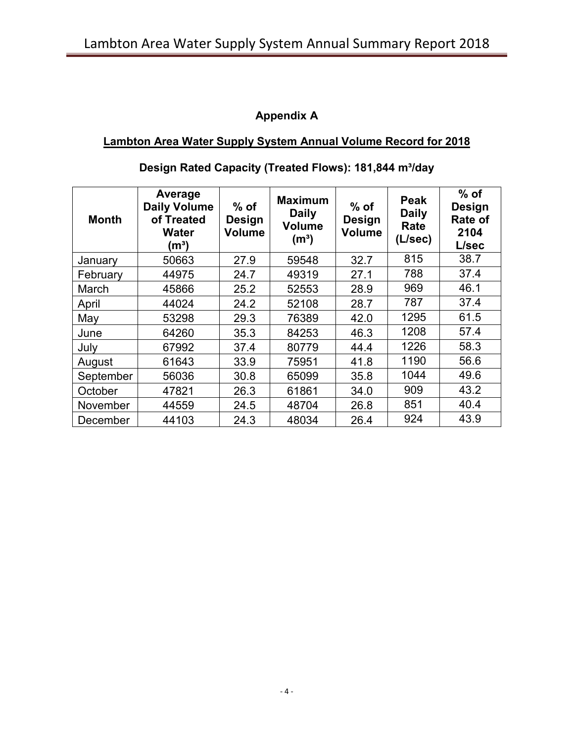## Appendix A

**Lambton Area Water Supply System Annual Volume Record for 2018**

**Design Rated Capacity (Treated Flows): 181,844 m³/day**

| Month | Average Daily Volume of Treated Water (m³) | % of Design Volume | Maximum Daily Volume (m³) | % of Design Volume | Peak Daily Rate (L/sec) | % of Design Rate of 2104 L/sec |
|---|---|---|---|---|---|---|
| January | 50663 | 27.9 | 59548 | 32.7 | 815 | 38.7 |
| February | 44975 | 24.7 | 49319 | 27.1 | 788 | 37.4 |
| March | 45866 | 25.2 | 52553 | 28.9 | 969 | 46.1 |
| April | 44024 | 24.2 | 52108 | 28.7 | 787 | 37.4 |
| May | 53298 | 29.3 | 76389 | 42.0 | 1295 | 61.5 |
| June | 64260 | 35.3 | 84253 | 46.3 | 1208 | 57.4 |
| July | 67992 | 37.4 | 80779 | 44.4 | 1226 | 58.3 |
| August | 61643 | 33.9 | 75951 | 41.8 | 1190 | 56.6 |
| September | 56036 | 30.8 | 65099 | 35.8 | 1044 | 49.6 |
| October | 47821 | 26.3 | 61861 | 34.0 | 909 | 43.2 |
| November | 44559 | 24.5 | 48704 | 26.8 | 851 | 40.4 |
| December | 44103 | 24.3 | 48034 | 26.4 | 924 | 43.9 |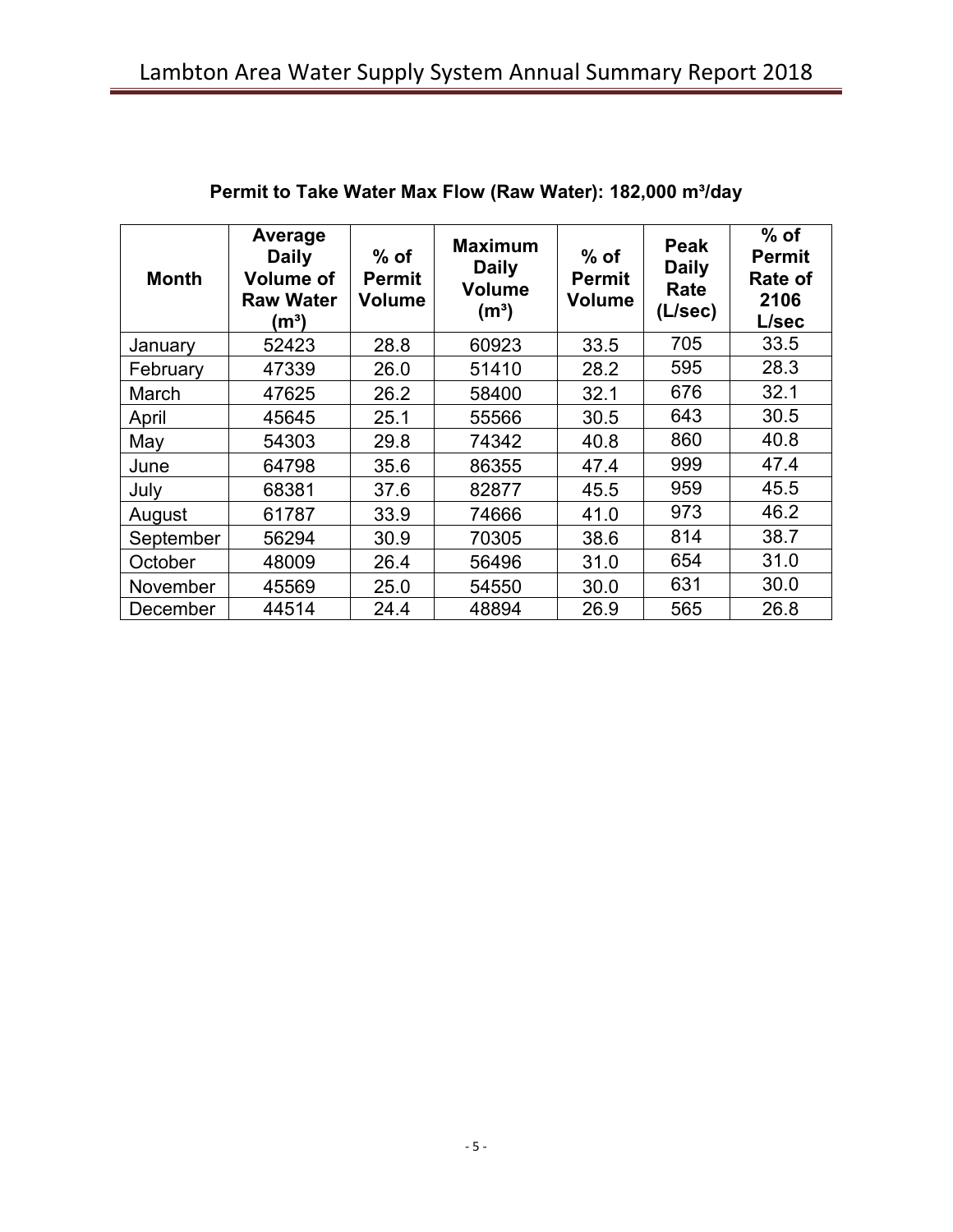**Permit to Take Water Max Flow (Raw Water): 182,000 m³/day**

| Month | Average Daily Volume of Raw Water (m³) | % of Permit Volume | Maximum Daily Volume (m³) | % of Permit Volume | Peak Daily Rate (L/sec) | % of Permit Rate of 2106 L/sec |
|---|---|---|---|---|---|---|
| January | 52423 | 28.8 | 60923 | 33.5 | 705 | 33.5 |
| February | 47339 | 26.0 | 51410 | 28.2 | 595 | 28.3 |
| March | 47625 | 26.2 | 58400 | 32.1 | 676 | 32.1 |
| April | 45645 | 25.1 | 55566 | 30.5 | 643 | 30.5 |
| May | 54303 | 29.8 | 74342 | 40.8 | 860 | 40.8 |
| June | 64798 | 35.6 | 86355 | 47.4 | 999 | 47.4 |
| July | 68381 | 37.6 | 82877 | 45.5 | 959 | 45.5 |
| August | 61787 | 33.9 | 74666 | 41.0 | 973 | 46.2 |
| September | 56294 | 30.9 | 70305 | 38.6 | 814 | 38.7 |
| October | 48009 | 26.4 | 56496 | 31.0 | 654 | 31.0 |
| November | 45569 | 25.0 | 54550 | 30.0 | 631 | 30.0 |
| December | 44514 | 24.4 | 48894 | 26.9 | 565 | 26.8 |